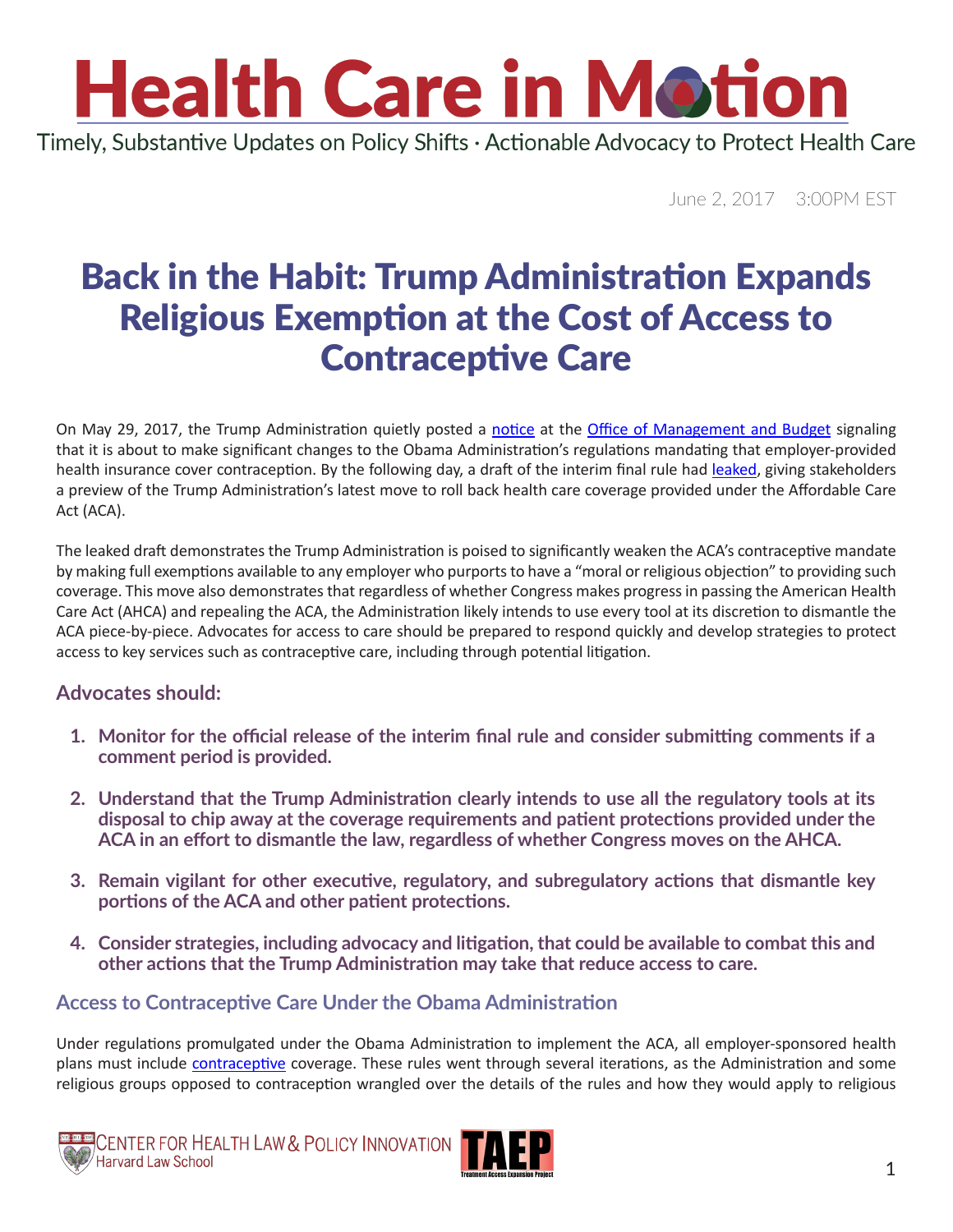# Health Care in Motion

Timely, Substantive Updates on Policy Shifts · Actionable Advocacy to Protect Health Care

June 2, 2017 3:00PM EST

## Back in the Habit: Trump Administration Expands Religious Exemption at the Cost of Access to Contraceptive Care

On May 29, 2017, the Trump Administration quietly posted a notice at the Office of Management and Budget signaling that it is about to make significant changes to the Obama Administration's regulations mandating that employer-provided health insurance cover contraception. By the following day, a draft of the interim final rule had leaked, giving stakeholders a preview of the Trump Administration's latest move to roll back health care coverage provided under the Affordable Care Act (ACA).

The leaked draft demonstrates the Trump Administration is poised to significantly weaken the ACA's contraceptive mandate by making full exemptions available to any employer who purports to have a "moral or religious objection" to providing such coverage. This move also demonstrates that regardless of whether Congress makes progress in passing the American Health Care Act (AHCA) and repealing the ACA, the Administration likely intends to use every tool at its discretion to dismantle the ACA piece-by-piece. Advocates for access to care should be prepared to respond quickly and develop strategies to protect access to key services such as contraceptive care, including through potential litigation.

### Advocates should:

1. **Monitor for the official release of the interim final rule and consider submitting comments if a comment period is provided.**
2. **Understand that the Trump Administration clearly intends to use all the regulatory tools at its disposal to chip away at the coverage requirements and patient protections provided under the ACA in an effort to dismantle the law, regardless of whether Congress moves on the AHCA.**
3. **Remain vigilant for other executive, regulatory, and subregulatory actions that dismantle key portions of the ACA and other patient protections.**
4. **Consider strategies, including advocacy and litigation, that could be available to combat this and other actions that the Trump Administration may take that reduce access to care.**

### Access to Contraceptive Care Under the Obama Administration

Under regulations promulgated under the Obama Administration to implement the ACA, all employer-sponsored health plans must include contraceptive coverage. These rules went through several iterations, as the Administration and some religious groups opposed to contraception wrangled over the details of the rules and how they would apply to religious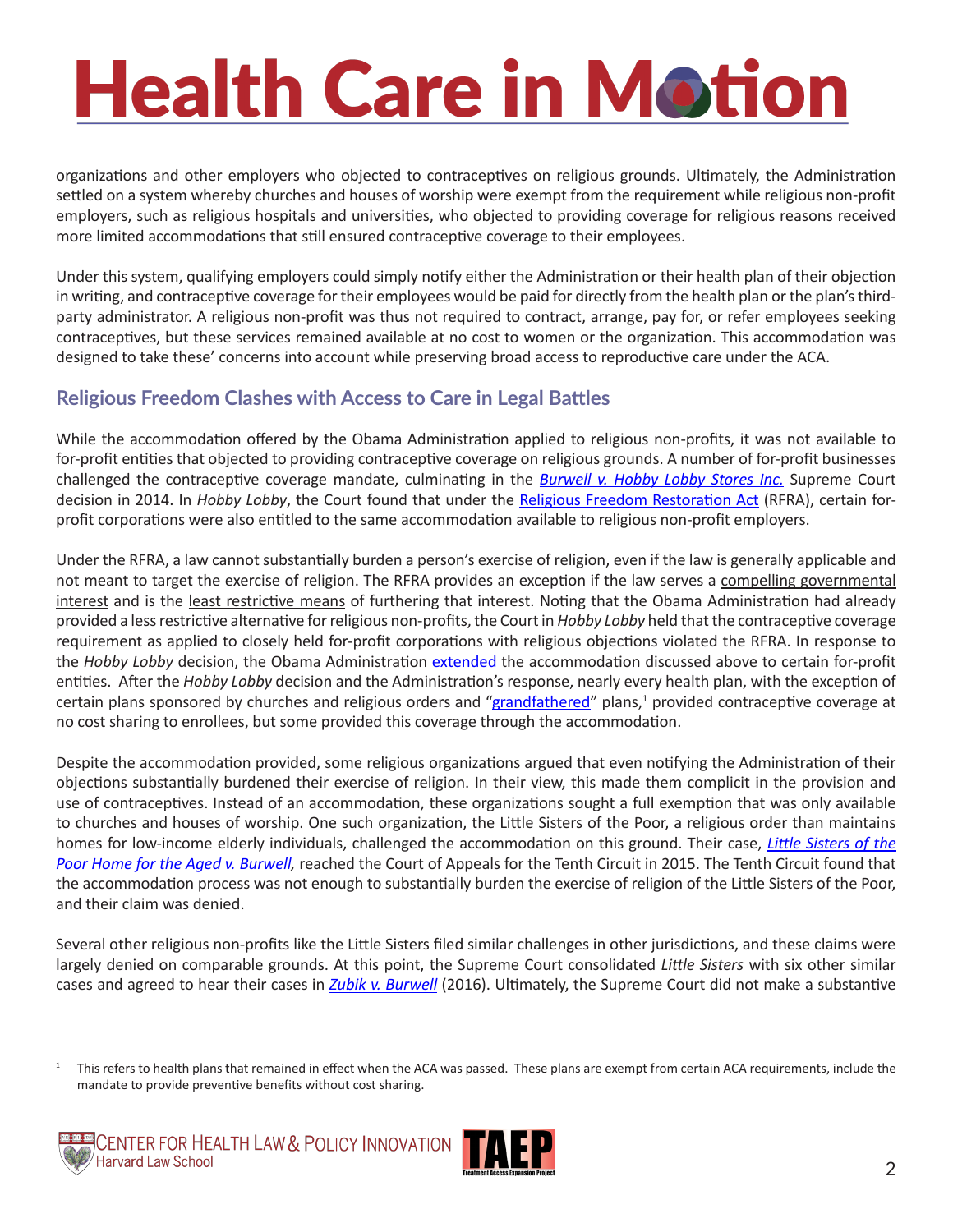organizations and other employers who objected to contraceptives on religious grounds. Ultimately, the Administration settled on a system whereby churches and houses of worship were exempt from the requirement while religious non-profit employers, such as religious hospitals and universities, who objected to providing coverage for religious reasons received more limited accommodations that still ensured contraceptive coverage to their employees.

Under this system, qualifying employers could simply notify either the Administration or their health plan of their objection in writing, and contraceptive coverage for their employees would be paid for directly from the health plan or the plan's third-party administrator. A religious non-profit was thus not required to contract, arrange, pay for, or refer employees seeking contraceptives, but these services remained available at no cost to women or the organization. This accommodation was designed to take these' concerns into account while preserving broad access to reproductive care under the ACA.

## Religious Freedom Clashes with Access to Care in Legal Battles

While the accommodation offered by the Obama Administration applied to religious non-profits, it was not available to for-profit entities that objected to providing contraceptive coverage on religious grounds. A number of for-profit businesses challenged the contraceptive coverage mandate, culminating in the *Burwell v. Hobby Lobby Stores Inc.* Supreme Court decision in 2014. In *Hobby Lobby*, the Court found that under the Religious Freedom Restoration Act (RFRA), certain for-profit corporations were also entitled to the same accommodation available to religious non-profit employers.

Under the RFRA, a law cannot substantially burden a person's exercise of religion, even if the law is generally applicable and not meant to target the exercise of religion. The RFRA provides an exception if the law serves a compelling governmental interest and is the least restrictive means of furthering that interest. Noting that the Obama Administration had already provided a less restrictive alternative for religious non-profits, the Court in *Hobby Lobby* held that the contraceptive coverage requirement as applied to closely held for-profit corporations with religious objections violated the RFRA. In response to the *Hobby Lobby* decision, the Obama Administration extended the accommodation discussed above to certain for-profit entities. After the *Hobby Lobby* decision and the Administration's response, nearly every health plan, with the exception of certain plans sponsored by churches and religious orders and "grandfathered" plans,[1] provided contraceptive coverage at no cost sharing to enrollees, but some provided this coverage through the accommodation.

Despite the accommodation provided, some religious organizations argued that even notifying the Administration of their objections substantially burdened their exercise of religion. In their view, this made them complicit in the provision and use of contraceptives. Instead of an accommodation, these organizations sought a full exemption that was only available to churches and houses of worship. One such organization, the Little Sisters of the Poor, a religious order than maintains homes for low-income elderly individuals, challenged the accommodation on this ground. Their case, *Little Sisters of the Poor Home for the Aged v. Burwell,* reached the Court of Appeals for the Tenth Circuit in 2015. The Tenth Circuit found that the accommodation process was not enough to substantially burden the exercise of religion of the Little Sisters of the Poor, and their claim was denied.

Several other religious non-profits like the Little Sisters filed similar challenges in other jurisdictions, and these claims were largely denied on comparable grounds. At this point, the Supreme Court consolidated *Little Sisters* with six other similar cases and agreed to hear their cases in *Zubik v. Burwell* (2016). Ultimately, the Supreme Court did not make a substantive

[1] This refers to health plans that remained in effect when the ACA was passed. These plans are exempt from certain ACA requirements, include the mandate to provide preventive benefits without cost sharing.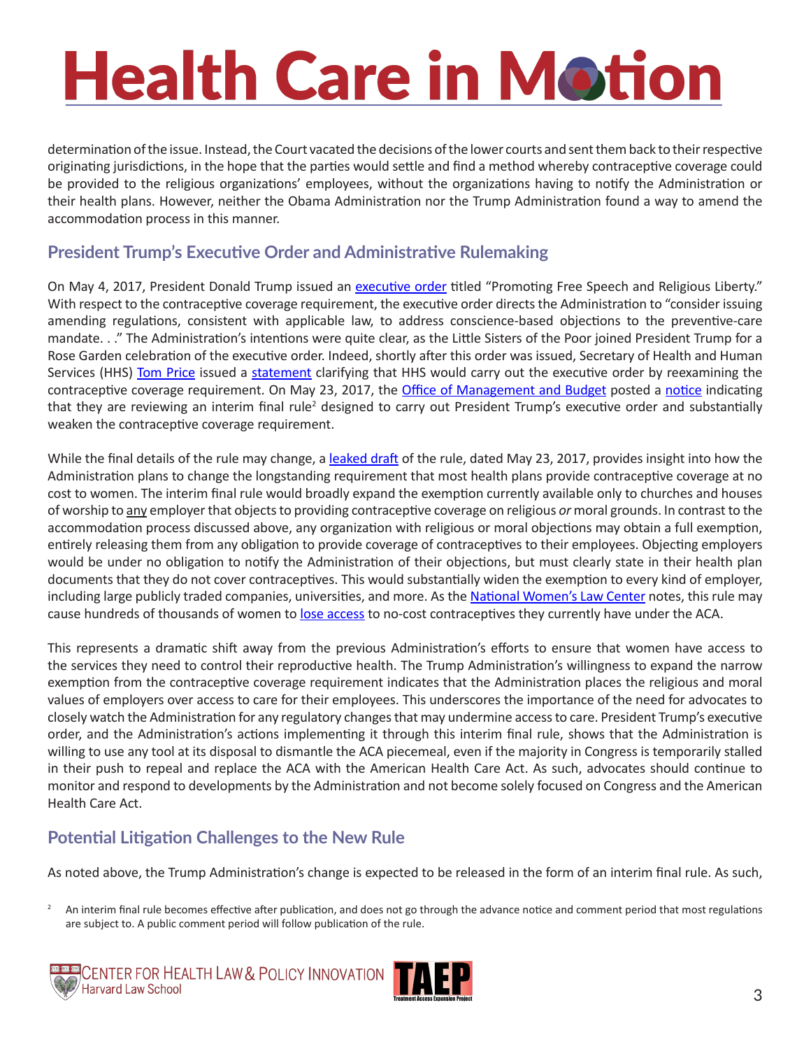determination of the issue. Instead, the Court vacated the decisions of the lower courts and sent them back to their respective originating jurisdictions, in the hope that the parties would settle and find a method whereby contraceptive coverage could be provided to the religious organizations' employees, without the organizations having to notify the Administration or their health plans. However, neither the Obama Administration nor the Trump Administration found a way to amend the accommodation process in this manner.

## President Trump's Executive Order and Administrative Rulemaking

On May 4, 2017, President Donald Trump issued an executive order titled "Promoting Free Speech and Religious Liberty." With respect to the contraceptive coverage requirement, the executive order directs the Administration to "consider issuing amending regulations, consistent with applicable law, to address conscience-based objections to the preventive-care mandate. . ." The Administration's intentions were quite clear, as the Little Sisters of the Poor joined President Trump for a Rose Garden celebration of the executive order. Indeed, shortly after this order was issued, Secretary of Health and Human Services (HHS) Tom Price issued a statement clarifying that HHS would carry out the executive order by reexamining the contraceptive coverage requirement. On May 23, 2017, the Office of Management and Budget posted a notice indicating that they are reviewing an interim final rule[2] designed to carry out President Trump's executive order and substantially weaken the contraceptive coverage requirement.

While the final details of the rule may change, a leaked draft of the rule, dated May 23, 2017, provides insight into how the Administration plans to change the longstanding requirement that most health plans provide contraceptive coverage at no cost to women. The interim final rule would broadly expand the exemption currently available only to churches and houses of worship to any employer that objects to providing contraceptive coverage on religious *or* moral grounds. In contrast to the accommodation process discussed above, any organization with religious or moral objections may obtain a full exemption, entirely releasing them from any obligation to provide coverage of contraceptives to their employees. Objecting employers would be under no obligation to notify the Administration of their objections, but must clearly state in their health plan documents that they do not cover contraceptives. This would substantially widen the exemption to every kind of employer, including large publicly traded companies, universities, and more. As the National Women's Law Center notes, this rule may cause hundreds of thousands of women to lose access to no-cost contraceptives they currently have under the ACA.

This represents a dramatic shift away from the previous Administration's efforts to ensure that women have access to the services they need to control their reproductive health. The Trump Administration's willingness to expand the narrow exemption from the contraceptive coverage requirement indicates that the Administration places the religious and moral values of employers over access to care for their employees. This underscores the importance of the need for advocates to closely watch the Administration for any regulatory changes that may undermine access to care. President Trump's executive order, and the Administration's actions implementing it through this interim final rule, shows that the Administration is willing to use any tool at its disposal to dismantle the ACA piecemeal, even if the majority in Congress is temporarily stalled in their push to repeal and replace the ACA with the American Health Care Act. As such, advocates should continue to monitor and respond to developments by the Administration and not become solely focused on Congress and the American Health Care Act.

## Potential Litigation Challenges to the New Rule

As noted above, the Trump Administration's change is expected to be released in the form of an interim final rule. As such,

[2] An interim final rule becomes effective after publication, and does not go through the advance notice and comment period that most regulations are subject to. A public comment period will follow publication of the rule.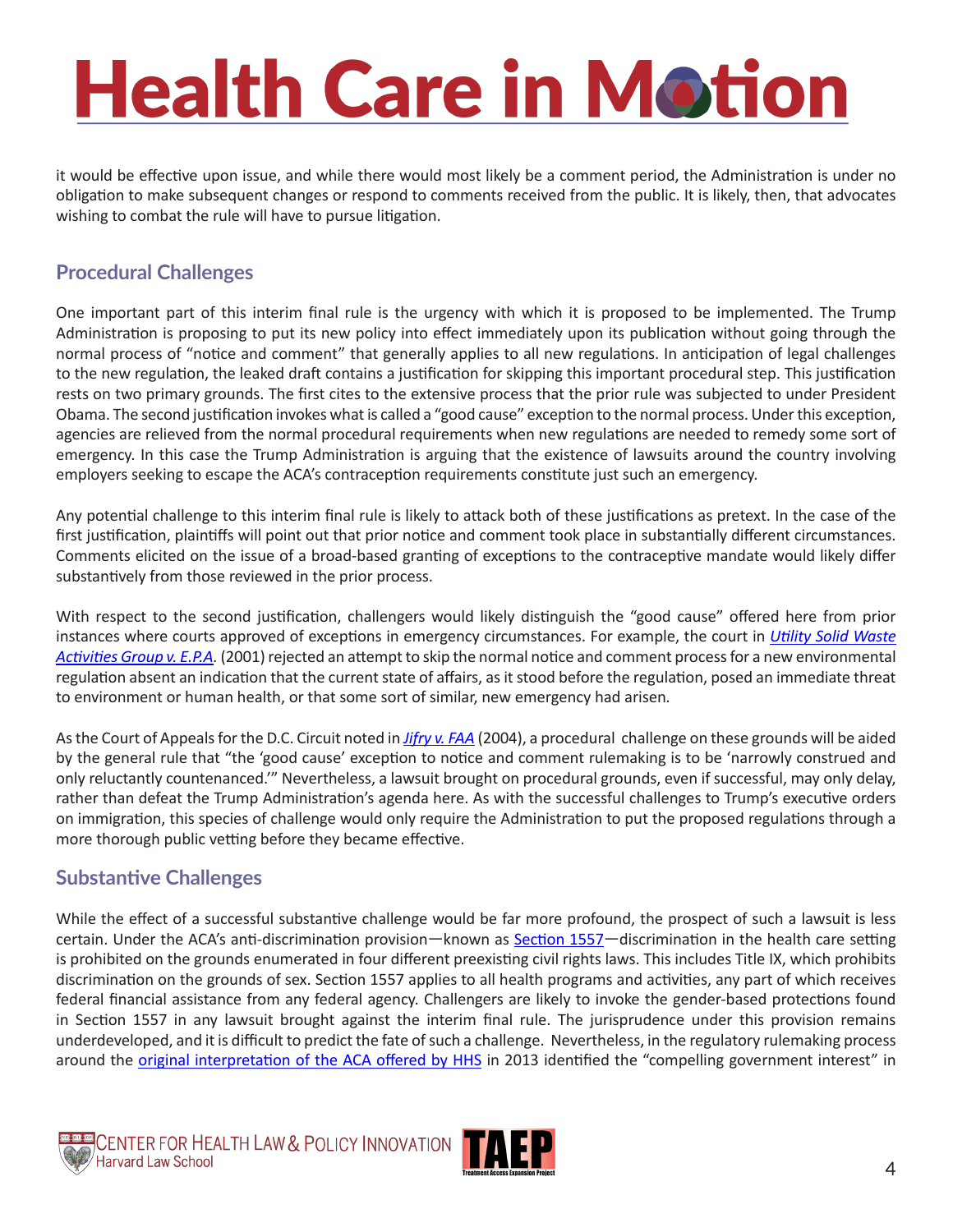it would be effective upon issue, and while there would most likely be a comment period, the Administration is under no obligation to make subsequent changes or respond to comments received from the public. It is likely, then, that advocates wishing to combat the rule will have to pursue litigation.

## Procedural Challenges

One important part of this interim final rule is the urgency with which it is proposed to be implemented. The Trump Administration is proposing to put its new policy into effect immediately upon its publication without going through the normal process of "notice and comment" that generally applies to all new regulations. In anticipation of legal challenges to the new regulation, the leaked draft contains a justification for skipping this important procedural step. This justification rests on two primary grounds. The first cites to the extensive process that the prior rule was subjected to under President Obama. The second justification invokes what is called a "good cause" exception to the normal process. Under this exception, agencies are relieved from the normal procedural requirements when new regulations are needed to remedy some sort of emergency. In this case the Trump Administration is arguing that the existence of lawsuits around the country involving employers seeking to escape the ACA's contraception requirements constitute just such an emergency.

Any potential challenge to this interim final rule is likely to attack both of these justifications as pretext. In the case of the first justification, plaintiffs will point out that prior notice and comment took place in substantially different circumstances. Comments elicited on the issue of a broad-based granting of exceptions to the contraceptive mandate would likely differ substantively from those reviewed in the prior process.

With respect to the second justification, challengers would likely distinguish the "good cause" offered here from prior instances where courts approved of exceptions in emergency circumstances. For example, the court in *Utility Solid Waste Activities Group v. E.P.A.* (2001) rejected an attempt to skip the normal notice and comment process for a new environmental regulation absent an indication that the current state of affairs, as it stood before the regulation, posed an immediate threat to environment or human health, or that some sort of similar, new emergency had arisen.

As the Court of Appeals for the D.C. Circuit noted in *Jifry v. FAA* (2004), a procedural challenge on these grounds will be aided by the general rule that "the 'good cause' exception to notice and comment rulemaking is to be 'narrowly construed and only reluctantly countenanced.'" Nevertheless, a lawsuit brought on procedural grounds, even if successful, may only delay, rather than defeat the Trump Administration's agenda here. As with the successful challenges to Trump's executive orders on immigration, this species of challenge would only require the Administration to put the proposed regulations through a more thorough public vetting before they became effective.

## Substantive Challenges

While the effect of a successful substantive challenge would be far more profound, the prospect of such a lawsuit is less certain. Under the ACA's anti-discrimination provision—known as Section 1557—discrimination in the health care setting is prohibited on the grounds enumerated in four different preexisting civil rights laws. This includes Title IX, which prohibits discrimination on the grounds of sex. Section 1557 applies to all health programs and activities, any part of which receives federal financial assistance from any federal agency. Challengers are likely to invoke the gender-based protections found in Section 1557 in any lawsuit brought against the interim final rule. The jurisprudence under this provision remains underdeveloped, and it is difficult to predict the fate of such a challenge. Nevertheless, in the regulatory rulemaking process around the original interpretation of the ACA offered by HHS in 2013 identified the "compelling government interest" in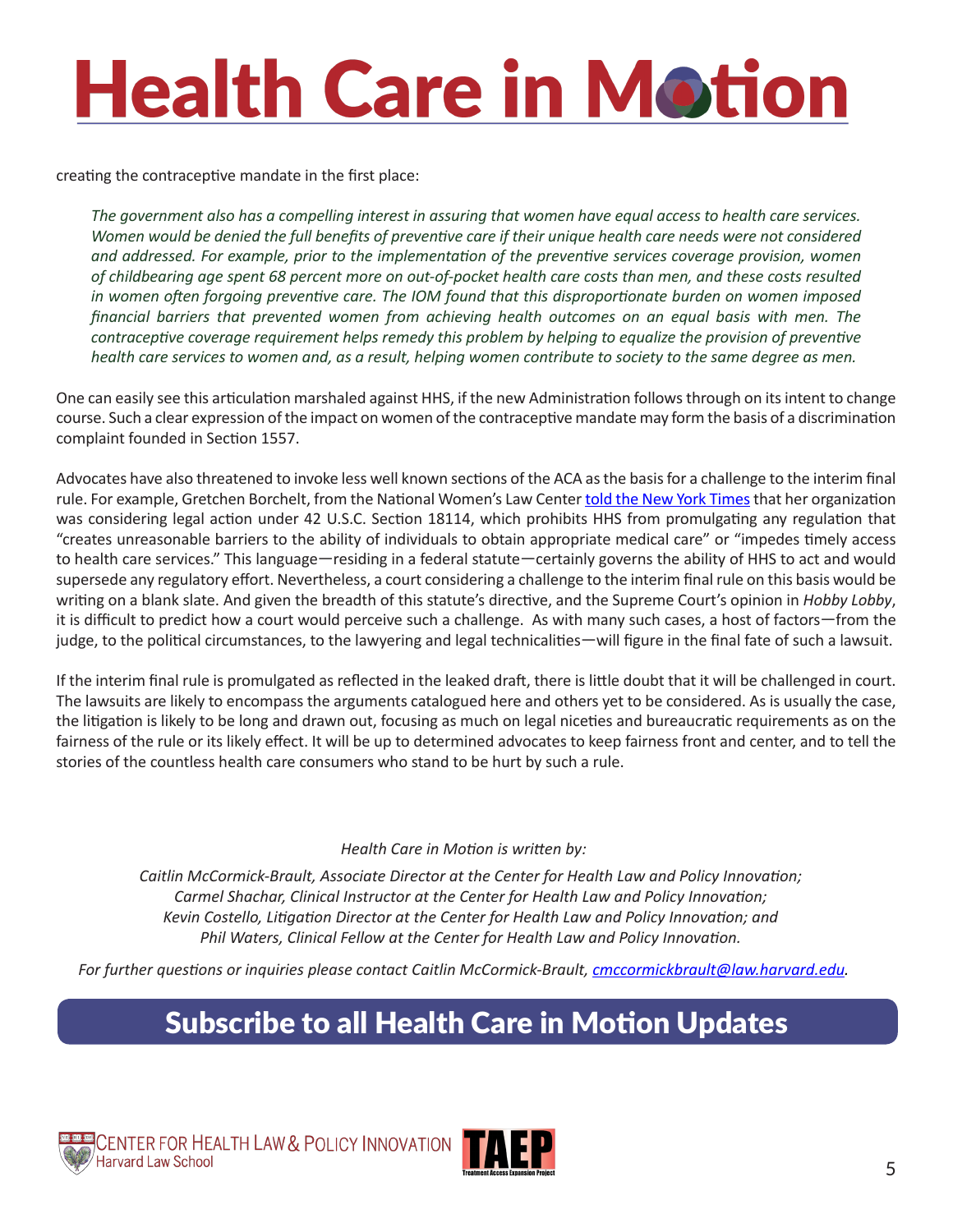creating the contraceptive mandate in the first place:

> *The government also has a compelling interest in assuring that women have equal access to health care services. Women would be denied the full benefits of preventive care if their unique health care needs were not considered and addressed. For example, prior to the implementation of the preventive services coverage provision, women of childbearing age spent 68 percent more on out-of-pocket health care costs than men, and these costs resulted in women often forgoing preventive care. The IOM found that this disproportionate burden on women imposed financial barriers that prevented women from achieving health outcomes on an equal basis with men. The contraceptive coverage requirement helps remedy this problem by helping to equalize the provision of preventive health care services to women and, as a result, helping women contribute to society to the same degree as men.*

One can easily see this articulation marshaled against HHS, if the new Administration follows through on its intent to change course. Such a clear expression of the impact on women of the contraceptive mandate may form the basis of a discrimination complaint founded in Section 1557.

Advocates have also threatened to invoke less well known sections of the ACA as the basis for a challenge to the interim final rule. For example, Gretchen Borchelt, from the National Women's Law Center told the New York Times that her organization was considering legal action under 42 U.S.C. Section 18114, which prohibits HHS from promulgating any regulation that "creates unreasonable barriers to the ability of individuals to obtain appropriate medical care" or "impedes timely access to health care services." This language—residing in a federal statute—certainly governs the ability of HHS to act and would supersede any regulatory effort. Nevertheless, a court considering a challenge to the interim final rule on this basis would be writing on a blank slate. And given the breadth of this statute's directive, and the Supreme Court's opinion in *Hobby Lobby*, it is difficult to predict how a court would perceive such a challenge. As with many such cases, a host of factors—from the judge, to the political circumstances, to the lawyering and legal technicalities—will figure in the final fate of such a lawsuit.

If the interim final rule is promulgated as reflected in the leaked draft, there is little doubt that it will be challenged in court. The lawsuits are likely to encompass the arguments catalogued here and others yet to be considered. As is usually the case, the litigation is likely to be long and drawn out, focusing as much on legal niceties and bureaucratic requirements as on the fairness of the rule or its likely effect. It will be up to determined advocates to keep fairness front and center, and to tell the stories of the countless health care consumers who stand to be hurt by such a rule.

*Health Care in Motion is written by:*

*Caitlin McCormick-Brault, Associate Director at the Center for Health Law and Policy Innovation;*
*Carmel Shachar, Clinical Instructor at the Center for Health Law and Policy Innovation;*
*Kevin Costello, Litigation Director at the Center for Health Law and Policy Innovation; and*
*Phil Waters, Clinical Fellow at the Center for Health Law and Policy Innovation.*

*For further questions or inquiries please contact Caitlin McCormick-Brault, cmccormickbrault@law.harvard.edu.*

**Subscribe to all Health Care in Motion Updates**